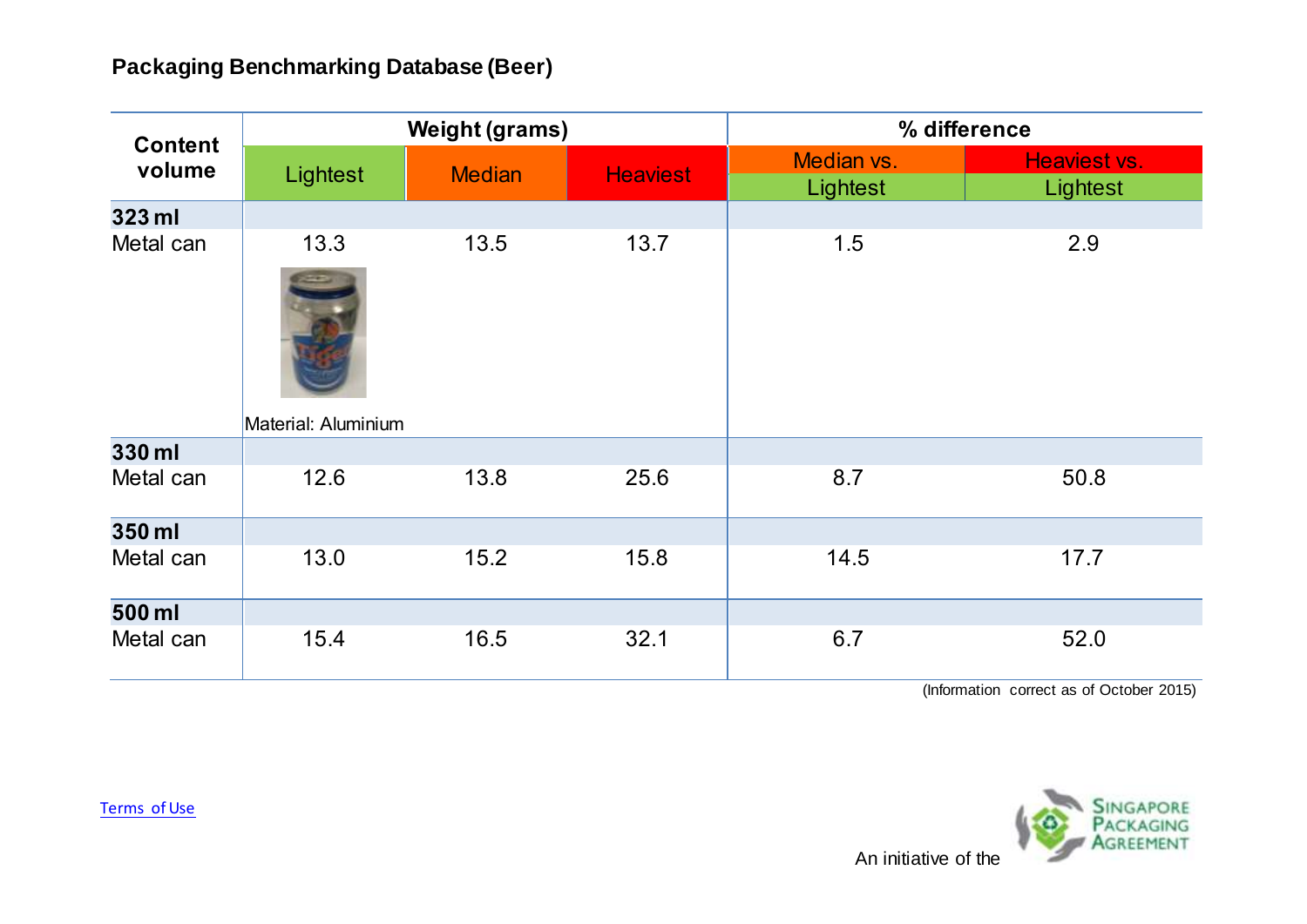## Packaging Benchmarking Database (Beer)

| Content volume | Weight (grams) | | | % difference | |
|---|---|---|---|---|---|
| | Lightest | Median | Heaviest | Median vs. Lightest | Heaviest vs. Lightest |
| **323 ml** | | | | | |
| Metal can | 13.3 | 13.5 | 13.7 | 1.5 | 2.9 |
| | Material: Aluminium | | | | |
| **330 ml** | | | | | |
| Metal can | 12.6 | 13.8 | 25.6 | 8.7 | 50.8 |
| **350 ml** | | | | | |
| Metal can | 13.0 | 15.2 | 15.8 | 14.5 | 17.7 |
| **500 ml** | | | | | |
| Metal can | 15.4 | 16.5 | 32.1 | 6.7 | 52.0 |

(Information correct as of October 2015)

Terms of Use

An initiative of the Singapore Packaging Agreement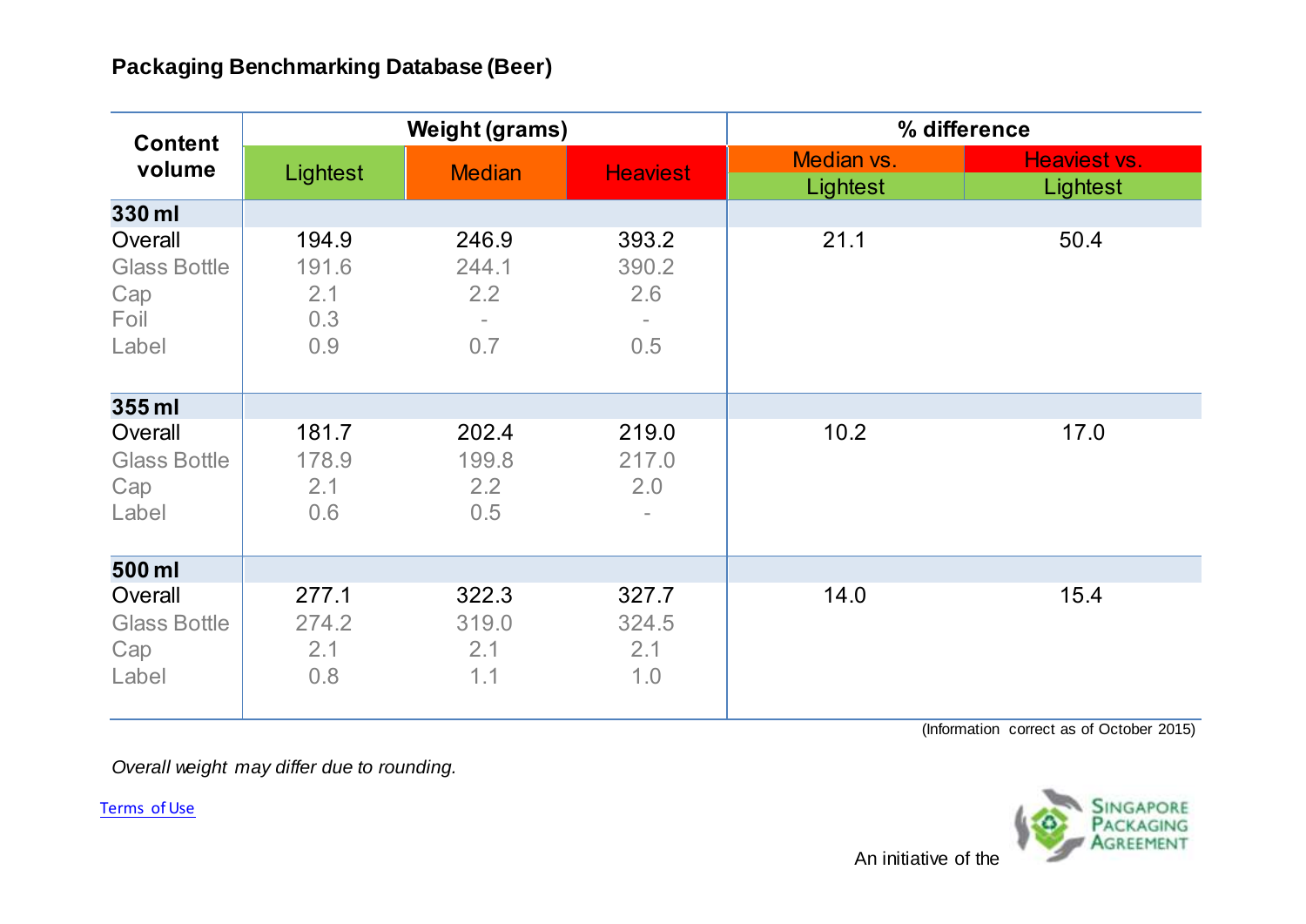## Packaging Benchmarking Database (Beer)

| Content volume | Weight (grams) | | | % difference | |
|---|---|---|---|---|---|
| | Lightest | Median | Heaviest | Median vs. Lightest | Heaviest vs. Lightest |
| **330 ml** | | | | | |
| Overall | 194.9 | 246.9 | 393.2 | 21.1 | 50.4 |
| Glass Bottle | 191.6 | 244.1 | 390.2 | | |
| Cap | 2.1 | 2.2 | 2.6 | | |
| Foil | 0.3 | - | - | | |
| Label | 0.9 | 0.7 | 0.5 | | |
| **355 ml** | | | | | |
| Overall | 181.7 | 202.4 | 219.0 | 10.2 | 17.0 |
| Glass Bottle | 178.9 | 199.8 | 217.0 | | |
| Cap | 2.1 | 2.2 | 2.0 | | |
| Label | 0.6 | 0.5 | - | | |
| **500 ml** | | | | | |
| Overall | 277.1 | 322.3 | 327.7 | 14.0 | 15.4 |
| Glass Bottle | 274.2 | 319.0 | 324.5 | | |
| Cap | 2.1 | 2.1 | 2.1 | | |
| Label | 0.8 | 1.1 | 1.0 | | |

(Information correct as of October 2015)

*Overall weight may differ due to rounding.*

Terms of Use

An initiative of the Singapore Packaging Agreement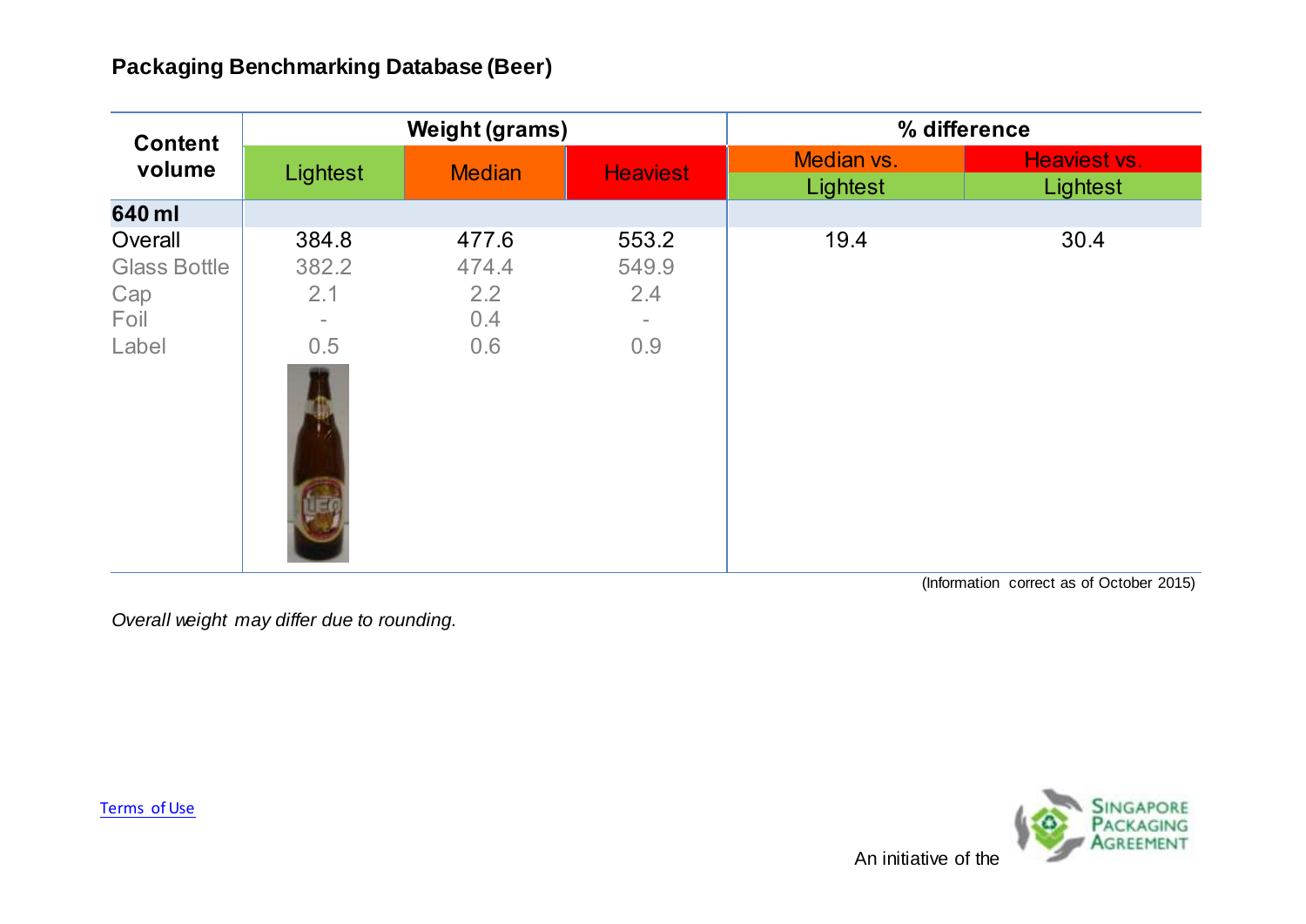## Packaging Benchmarking Database (Beer)

| Content volume | Weight (grams) | | | % difference | |
|---|---|---|---|---|---|
| | Lightest | Median | Heaviest | Median vs. Lightest | Heaviest vs. Lightest |
| **640 ml** | | | | | |
| Overall | 384.8 | 477.6 | 553.2 | 19.4 | 30.4 |
| Glass Bottle | 382.2 | 474.4 | 549.9 | | |
| Cap | 2.1 | 2.2 | 2.4 | | |
| Foil | - | 0.4 | - | | |
| Label | 0.5 | 0.6 | 0.9 | | |

(Information correct as of October 2015)

*Overall weight may differ due to rounding.*

Terms of Use

An initiative of the Singapore Packaging Agreement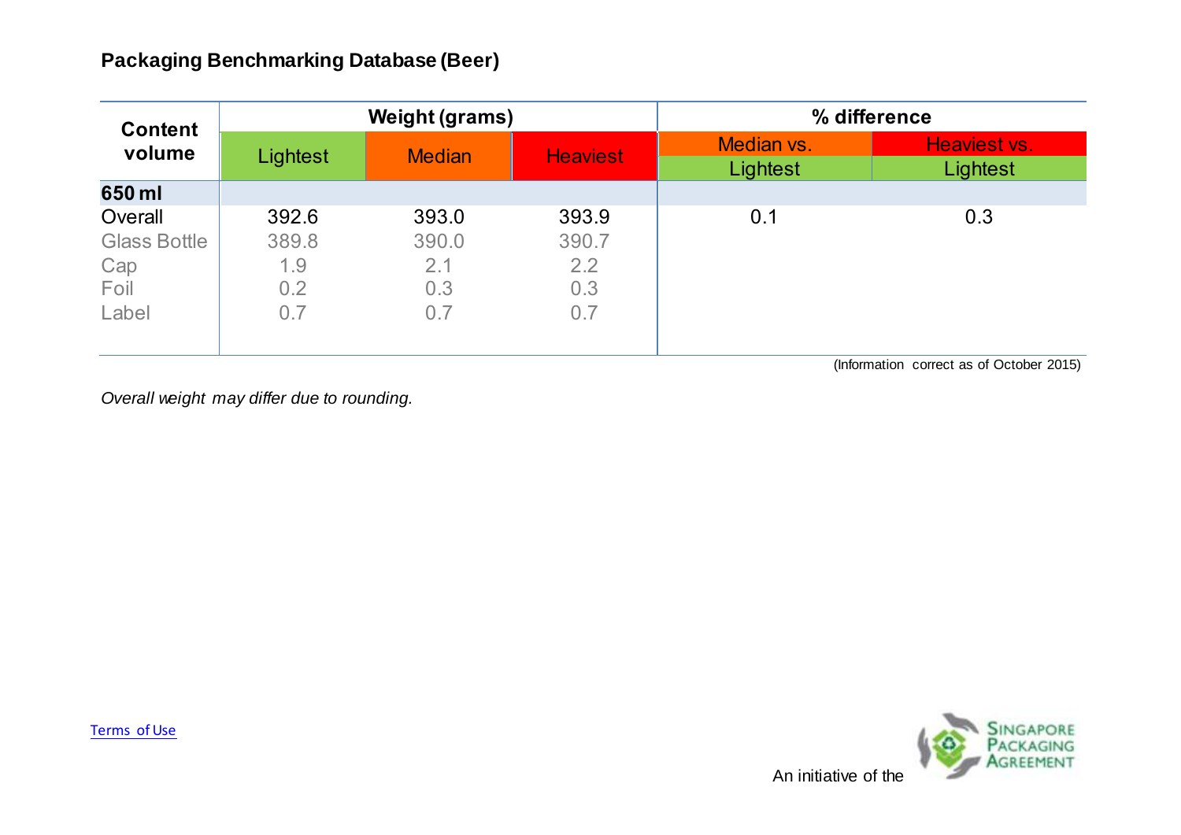## Packaging Benchmarking Database (Beer)

| Content volume | Weight (grams) | | | % difference | |
|---|---|---|---|---|---|
| | Lightest | Median | Heaviest | Median vs. Lightest | Heaviest vs. Lightest |
| **650 ml** | | | | | |
| Overall | 392.6 | 393.0 | 393.9 | 0.1 | 0.3 |
| Glass Bottle | 389.8 | 390.0 | 390.7 | | |
| Cap | 1.9 | 2.1 | 2.2 | | |
| Foil | 0.2 | 0.3 | 0.3 | | |
| Label | 0.7 | 0.7 | 0.7 | | |

(Information correct as of October 2015)

*Overall weight may differ due to rounding.*

Terms of Use

An initiative of the Singapore Packaging Agreement